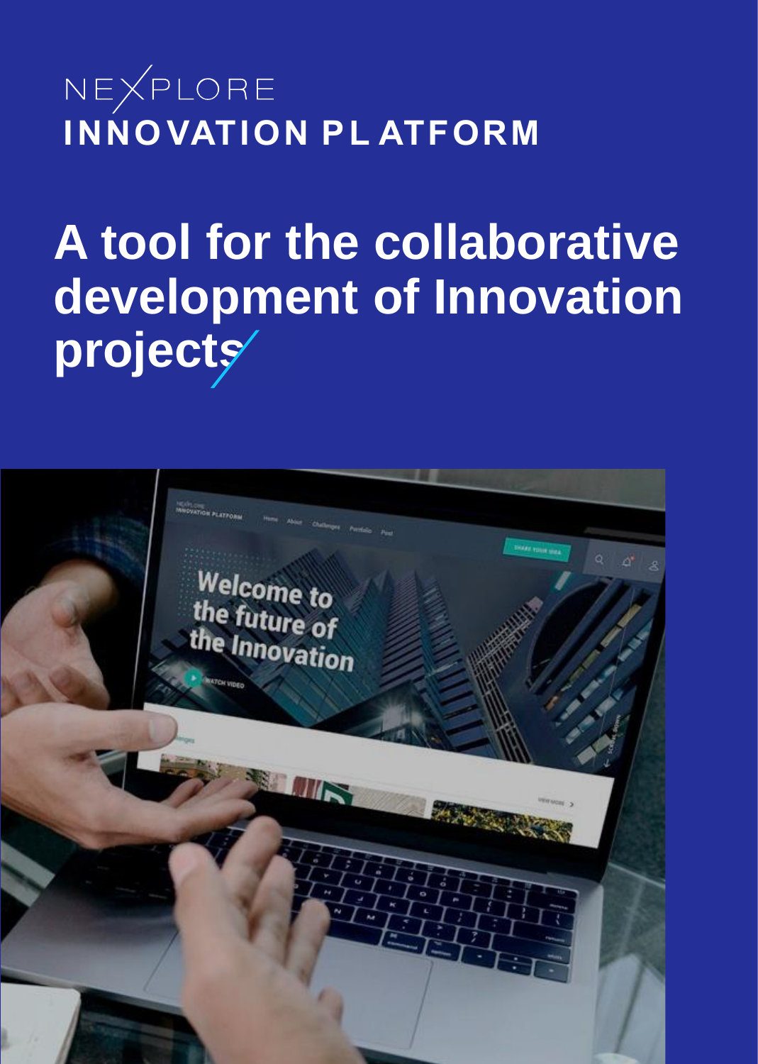NEXPLORE

**INNOVATION PLATFORM**

# A tool for the collaborative development of Innovation projects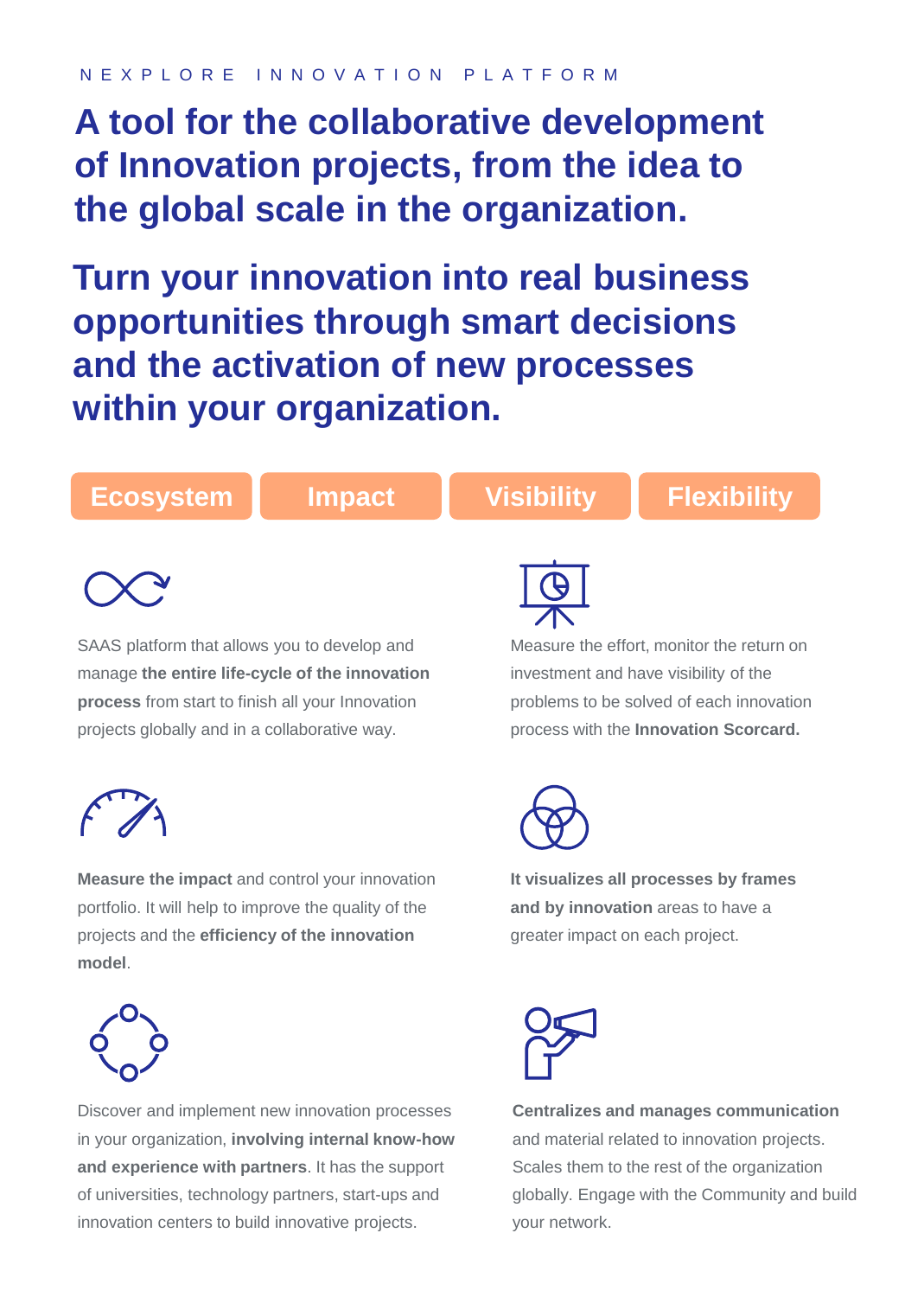NEXPLORE INNOVATION PLATFORM

# A tool for the collaborative development of Innovation projects, from the idea to the global scale in the organization.

# Turn your innovation into real business opportunities through smart decisions and the activation of new processes within your organization.

**Ecosystem** | **Impact** | **Visibility** | **Flexibility**

SAAS platform that allows you to develop and manage **the entire life-cycle of the innovation process** from start to finish all your Innovation projects globally and in a collaborative way.

Measure the effort, monitor the return on investment and have visibility of the problems to be solved of each innovation process with the **Innovation Scorcard.**

**Measure the impact** and control your innovation portfolio. It will help to improve the quality of the projects and the **efficiency of the innovation model**.

**It visualizes all processes by frames and by innovation** areas to have a greater impact on each project.

Discover and implement new innovation processes in your organization, **involving internal know-how and experience with partners**. It has the support of universities, technology partners, start-ups and innovation centers to build innovative projects.

**Centralizes and manages communication** and material related to innovation projects. Scales them to the rest of the organization globally. Engage with the Community and build your network.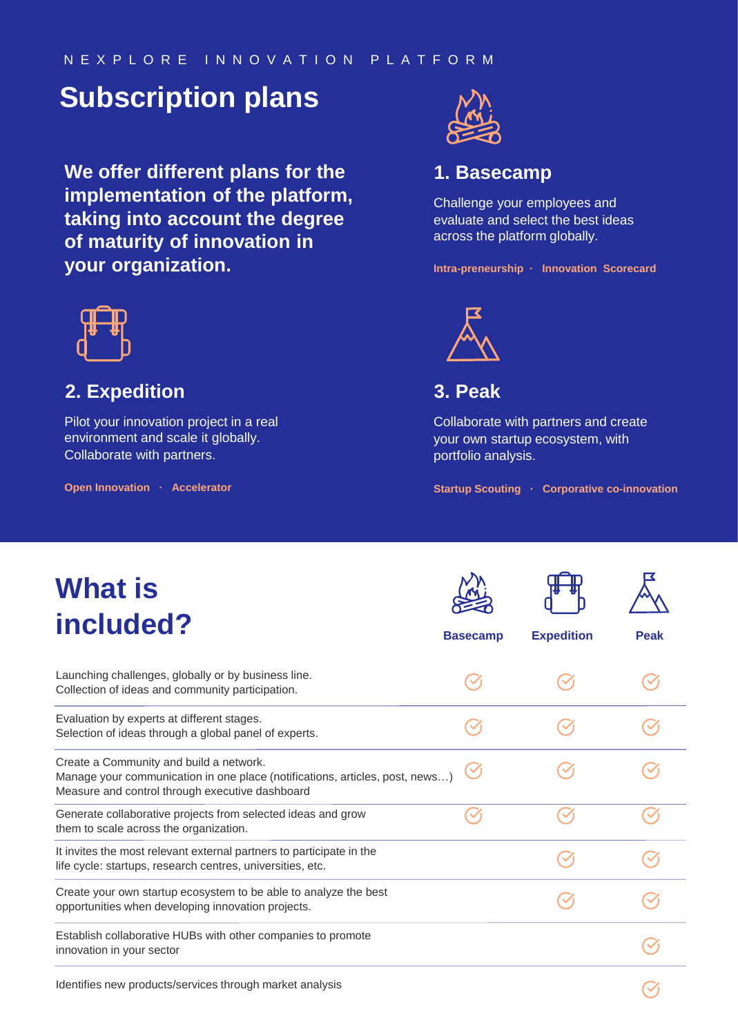NEXPLORE INNOVATION PLATFORM

# Subscription plans

**We offer different plans for the implementation of the platform, taking into account the degree of maturity of innovation in your organization.**

## 1. Basecamp

Challenge your employees and evaluate and select the best ideas across the platform globally.

**Intra-preneurship · Innovation Scorecard**

## 2. Expedition

Pilot your innovation project in a real environment and scale it globally. Collaborate with partners.

**Open Innovation · Accelerator**

## 3. Peak

Collaborate with partners and create your own startup ecosystem, with portfolio analysis.

**Startup Scouting · Corporative co-innovation**

# What is included?

| | Basecamp | Expedition | Peak |
|---|---|---|---|
| Launching challenges, globally or by business line. Collection of ideas and community participation. | ✓ | ✓ | ✓ |
| Evaluation by experts at different stages. Selection of ideas through a global panel of experts. | ✓ | ✓ | ✓ |
| Create a Community and build a network. Manage your communication in one place (notifications, articles, post, news…) Measure and control through executive dashboard | ✓ | ✓ | ✓ |
| Generate collaborative projects from selected ideas and grow them to scale across the organization. | ✓ | ✓ | ✓ |
| It invites the most relevant external partners to participate in the life cycle: startups, research centres, universities, etc. | | ✓ | ✓ |
| Create your own startup ecosystem to be able to analyze the best opportunities when developing innovation projects. | | ✓ | ✓ |
| Establish collaborative HUBs with other companies to promote innovation in your sector | | | ✓ |
| Identifies new products/services through market analysis | | | ✓ |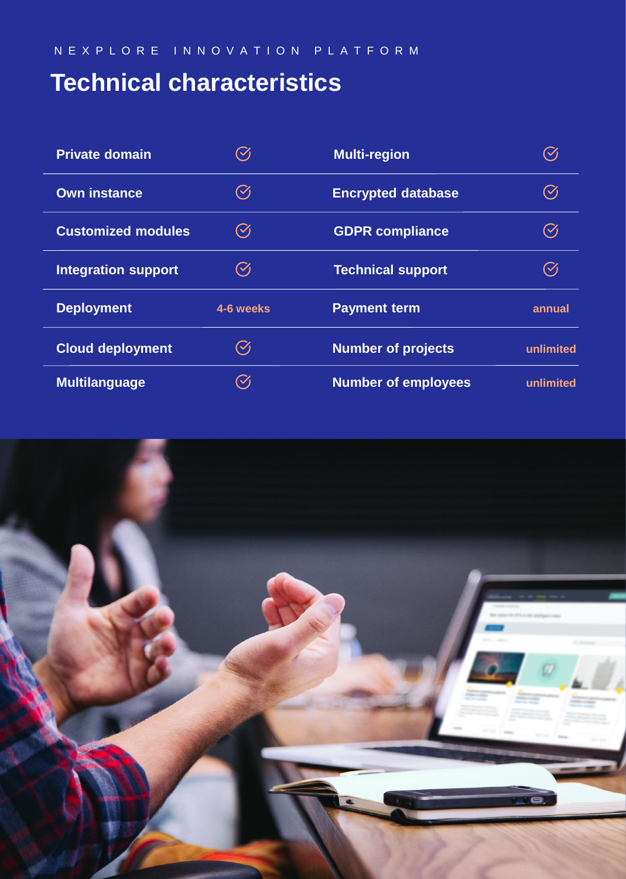NEXPLORE INNOVATION PLATFORM

# Technical characteristics

| Feature | Value | Feature | Value |
|---|---|---|---|
| Private domain | ✓ | Multi-region | ✓ |
| Own instance | ✓ | Encrypted database | ✓ |
| Customized modules | ✓ | GDPR compliance | ✓ |
| Integration support | ✓ | Technical support | ✓ |
| Deployment | 4-6 weeks | Payment term | annual |
| Cloud deployment | ✓ | Number of projects | unlimited |
| Multilanguage | ✓ | Number of employees | unlimited |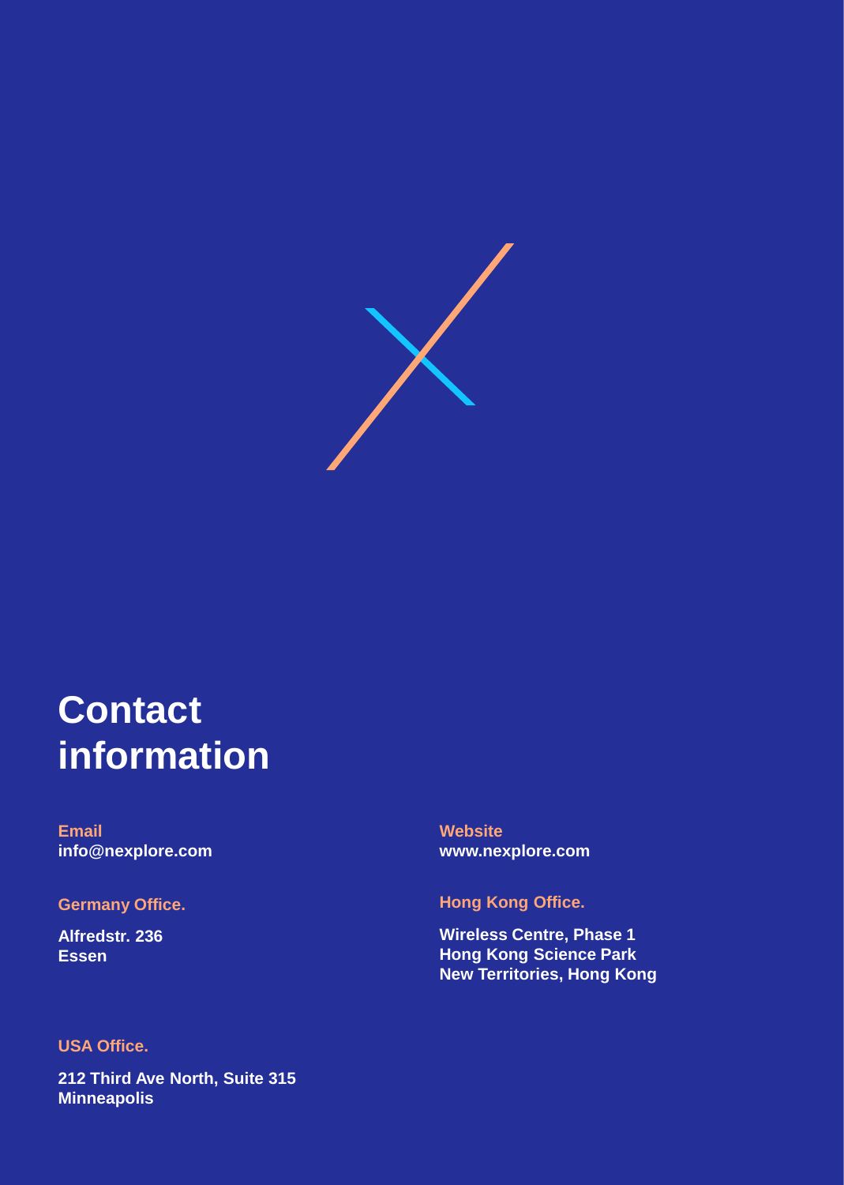# Contact information

**Email**
**info@nexplore.com**

**Website**
**www.nexplore.com**

**Germany Office.**

**Alfredstr. 236**
**Essen**

**Hong Kong Office.**

**Wireless Centre, Phase 1**
**Hong Kong Science Park**
**New Territories, Hong Kong**

**USA Office.**

**212 Third Ave North, Suite 315**
**Minneapolis**